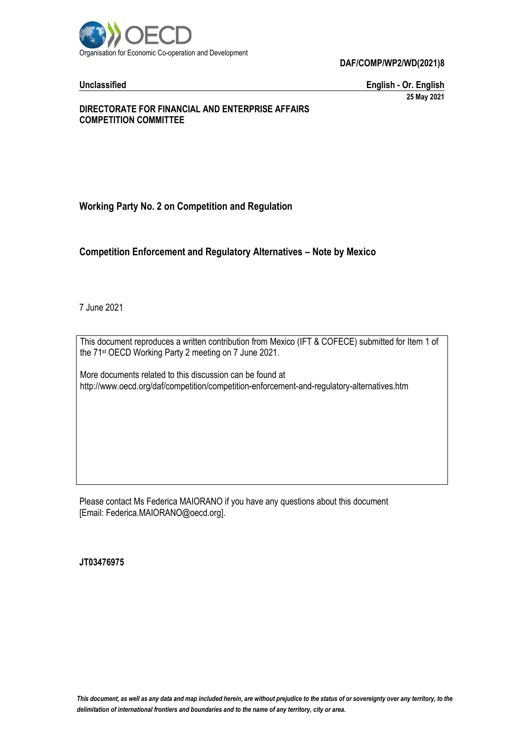Organisation for Economic Co-operation and Development

**DAF/COMP/WP2/WD(2021)8**

**Unclassified** **English - Or. English**

**25 May 2021**

**DIRECTORATE FOR FINANCIAL AND ENTERPRISE AFFAIRS**
**COMPETITION COMMITTEE**

## Working Party No. 2 on Competition and Regulation

## Competition Enforcement and Regulatory Alternatives – Note by Mexico

7 June 2021

This document reproduces a written contribution from Mexico (IFT & COFECE) submitted for Item 1 of the 71st OECD Working Party 2 meeting on 7 June 2021.

More documents related to this discussion can be found at
http://www.oecd.org/daf/competition/competition-enforcement-and-regulatory-alternatives.htm

Please contact Ms Federica MAIORANO if you have any questions about this document
[Email: Federica.MAIORANO@oecd.org].

**JT03476975**

*This document, as well as any data and map included herein, are without prejudice to the status of or sovereignty over any territory, to the delimitation of international frontiers and boundaries and to the name of any territory, city or area.*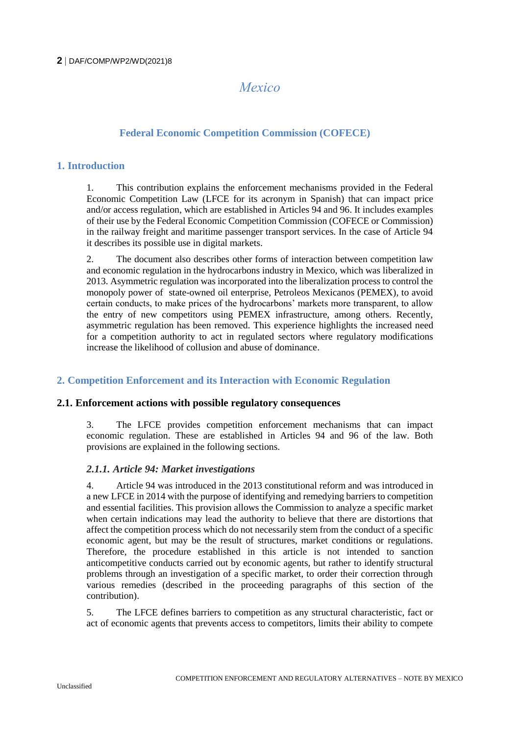# Mexico

## Federal Economic Competition Commission (COFECE)

## 1. Introduction

1. This contribution explains the enforcement mechanisms provided in the Federal Economic Competition Law (LFCE for its acronym in Spanish) that can impact price and/or access regulation, which are established in Articles 94 and 96. It includes examples of their use by the Federal Economic Competition Commission (COFECE or Commission) in the railway freight and maritime passenger transport services. In the case of Article 94 it describes its possible use in digital markets.

2. The document also describes other forms of interaction between competition law and economic regulation in the hydrocarbons industry in Mexico, which was liberalized in 2013. Asymmetric regulation was incorporated into the liberalization process to control the monopoly power of state-owned oil enterprise, Petroleos Mexicanos (PEMEX), to avoid certain conducts, to make prices of the hydrocarbons' markets more transparent, to allow the entry of new competitors using PEMEX infrastructure, among others. Recently, asymmetric regulation has been removed. This experience highlights the increased need for a competition authority to act in regulated sectors where regulatory modifications increase the likelihood of collusion and abuse of dominance.

## 2. Competition Enforcement and its Interaction with Economic Regulation

### 2.1. Enforcement actions with possible regulatory consequences

3. The LFCE provides competition enforcement mechanisms that can impact economic regulation. These are established in Articles 94 and 96 of the law. Both provisions are explained in the following sections.

#### *2.1.1. Article 94: Market investigations*

4. Article 94 was introduced in the 2013 constitutional reform and was introduced in a new LFCE in 2014 with the purpose of identifying and remedying barriers to competition and essential facilities. This provision allows the Commission to analyze a specific market when certain indications may lead the authority to believe that there are distortions that affect the competition process which do not necessarily stem from the conduct of a specific economic agent, but may be the result of structures, market conditions or regulations. Therefore, the procedure established in this article is not intended to sanction anticompetitive conducts carried out by economic agents, but rather to identify structural problems through an investigation of a specific market, to order their correction through various remedies (described in the proceeding paragraphs of this section of the contribution).

5. The LFCE defines barriers to competition as any structural characteristic, fact or act of economic agents that prevents access to competitors, limits their ability to compete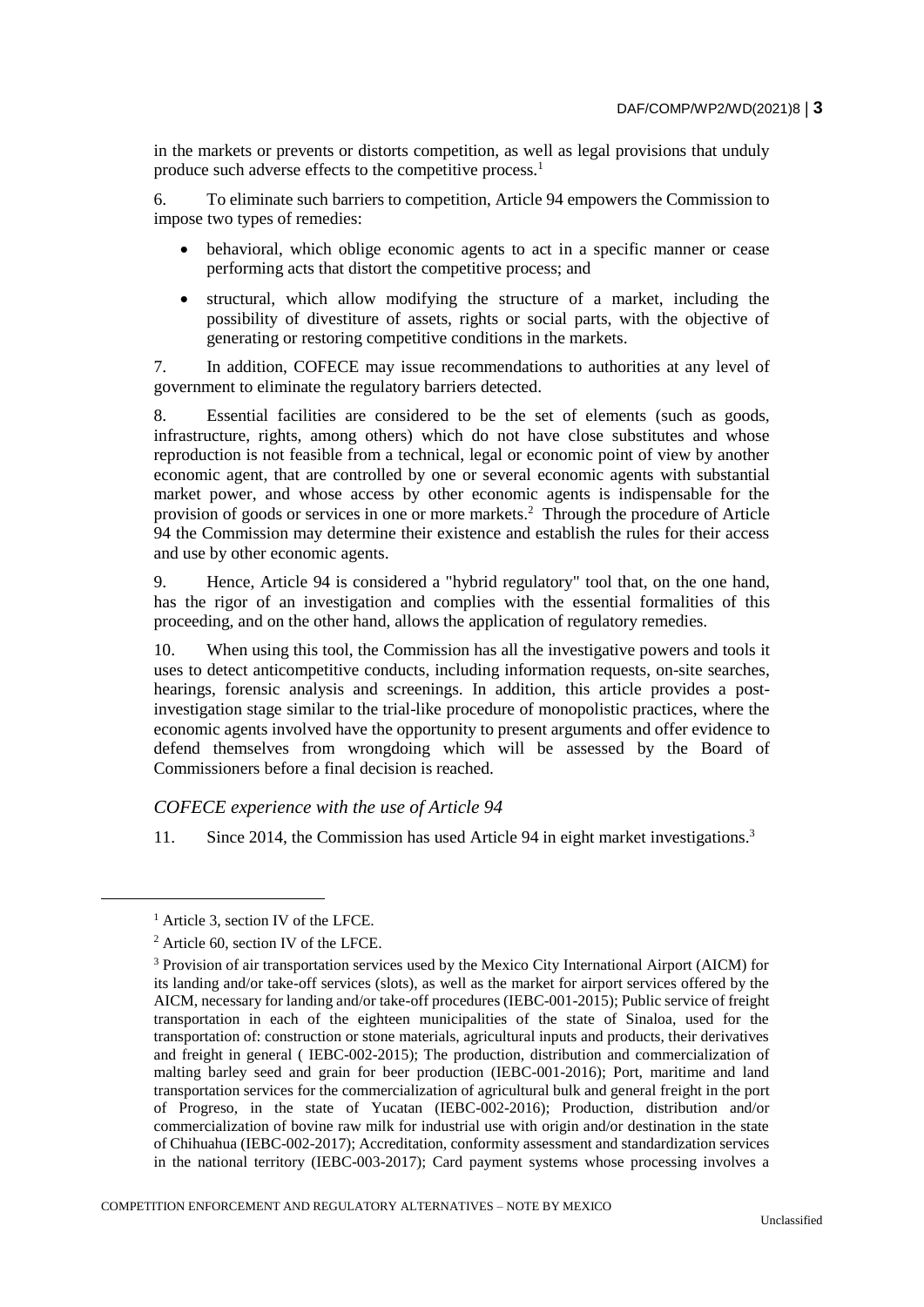in the markets or prevents or distorts competition, as well as legal provisions that unduly produce such adverse effects to the competitive process.[1]

6. To eliminate such barriers to competition, Article 94 empowers the Commission to impose two types of remedies:

- behavioral, which oblige economic agents to act in a specific manner or cease performing acts that distort the competitive process; and
- structural, which allow modifying the structure of a market, including the possibility of divestiture of assets, rights or social parts, with the objective of generating or restoring competitive conditions in the markets.

7. In addition, COFECE may issue recommendations to authorities at any level of government to eliminate the regulatory barriers detected.

8. Essential facilities are considered to be the set of elements (such as goods, infrastructure, rights, among others) which do not have close substitutes and whose reproduction is not feasible from a technical, legal or economic point of view by another economic agent, that are controlled by one or several economic agents with substantial market power, and whose access by other economic agents is indispensable for the provision of goods or services in one or more markets.[2] Through the procedure of Article 94 the Commission may determine their existence and establish the rules for their access and use by other economic agents.

9. Hence, Article 94 is considered a "hybrid regulatory" tool that, on the one hand, has the rigor of an investigation and complies with the essential formalities of this proceeding, and on the other hand, allows the application of regulatory remedies.

10. When using this tool, the Commission has all the investigative powers and tools it uses to detect anticompetitive conducts, including information requests, on-site searches, hearings, forensic analysis and screenings. In addition, this article provides a post-investigation stage similar to the trial-like procedure of monopolistic practices, where the economic agents involved have the opportunity to present arguments and offer evidence to defend themselves from wrongdoing which will be assessed by the Board of Commissioners before a final decision is reached.

### *COFECE experience with the use of Article 94*

11. Since 2014, the Commission has used Article 94 in eight market investigations.[3]

---

[1] Article 3, section IV of the LFCE.

[2] Article 60, section IV of the LFCE.

[3] Provision of air transportation services used by the Mexico City International Airport (AICM) for its landing and/or take-off services (slots), as well as the market for airport services offered by the AICM, necessary for landing and/or take-off procedures (IEBC-001-2015); Public service of freight transportation in each of the eighteen municipalities of the state of Sinaloa, used for the transportation of: construction or stone materials, agricultural inputs and products, their derivatives and freight in general ( IEBC-002-2015); The production, distribution and commercialization of malting barley seed and grain for beer production (IEBC-001-2016); Port, maritime and land transportation services for the commercialization of agricultural bulk and general freight in the port of Progreso, in the state of Yucatan (IEBC-002-2016); Production, distribution and/or commercialization of bovine raw milk for industrial use with origin and/or destination in the state of Chihuahua (IEBC-002-2017); Accreditation, conformity assessment and standardization services in the national territory (IEBC-003-2017); Card payment systems whose processing involves a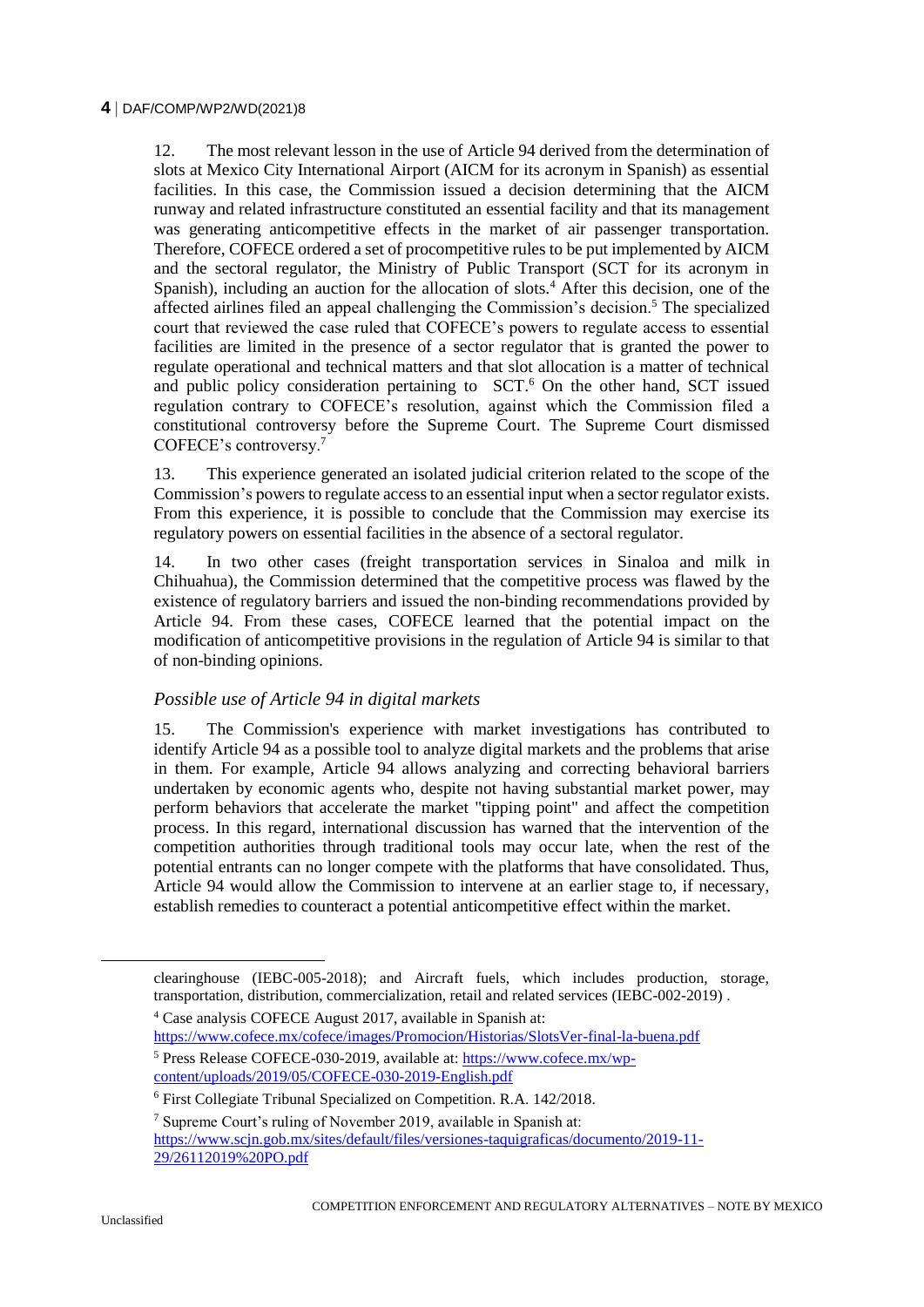12. The most relevant lesson in the use of Article 94 derived from the determination of slots at Mexico City International Airport (AICM for its acronym in Spanish) as essential facilities. In this case, the Commission issued a decision determining that the AICM runway and related infrastructure constituted an essential facility and that its management was generating anticompetitive effects in the market of air passenger transportation. Therefore, COFECE ordered a set of procompetitive rules to be put implemented by AICM and the sectoral regulator, the Ministry of Public Transport (SCT for its acronym in Spanish), including an auction for the allocation of slots.[4] After this decision, one of the affected airlines filed an appeal challenging the Commission's decision.[5] The specialized court that reviewed the case ruled that COFECE's powers to regulate access to essential facilities are limited in the presence of a sector regulator that is granted the power to regulate operational and technical matters and that slot allocation is a matter of technical and public policy consideration pertaining to SCT.[6] On the other hand, SCT issued regulation contrary to COFECE's resolution, against which the Commission filed a constitutional controversy before the Supreme Court. The Supreme Court dismissed COFECE's controversy.[7]

13. This experience generated an isolated judicial criterion related to the scope of the Commission's powers to regulate access to an essential input when a sector regulator exists. From this experience, it is possible to conclude that the Commission may exercise its regulatory powers on essential facilities in the absence of a sectoral regulator.

14. In two other cases (freight transportation services in Sinaloa and milk in Chihuahua), the Commission determined that the competitive process was flawed by the existence of regulatory barriers and issued the non-binding recommendations provided by Article 94. From these cases, COFECE learned that the potential impact on the modification of anticompetitive provisions in the regulation of Article 94 is similar to that of non-binding opinions.

### *Possible use of Article 94 in digital markets*

15. The Commission's experience with market investigations has contributed to identify Article 94 as a possible tool to analyze digital markets and the problems that arise in them. For example, Article 94 allows analyzing and correcting behavioral barriers undertaken by economic agents who, despite not having substantial market power, may perform behaviors that accelerate the market "tipping point" and affect the competition process. In this regard, international discussion has warned that the intervention of the competition authorities through traditional tools may occur late, when the rest of the potential entrants can no longer compete with the platforms that have consolidated. Thus, Article 94 would allow the Commission to intervene at an earlier stage to, if necessary, establish remedies to counteract a potential anticompetitive effect within the market.

---

clearinghouse (IEBC-005-2018); and Aircraft fuels, which includes production, storage, transportation, distribution, commercialization, retail and related services (IEBC-002-2019) .

[4] Case analysis COFECE August 2017, available in Spanish at: https://www.cofece.mx/cofece/images/Promocion/Historias/SlotsVer-final-la-buena.pdf

[5] Press Release COFECE-030-2019, available at: https://www.cofece.mx/wp-content/uploads/2019/05/COFECE-030-2019-English.pdf

[6] First Collegiate Tribunal Specialized on Competition. R.A. 142/2018.

[7] Supreme Court's ruling of November 2019, available in Spanish at: https://www.scjn.gob.mx/sites/default/files/versiones-taquigraficas/documento/2019-11-29/26112019%20PO.pdf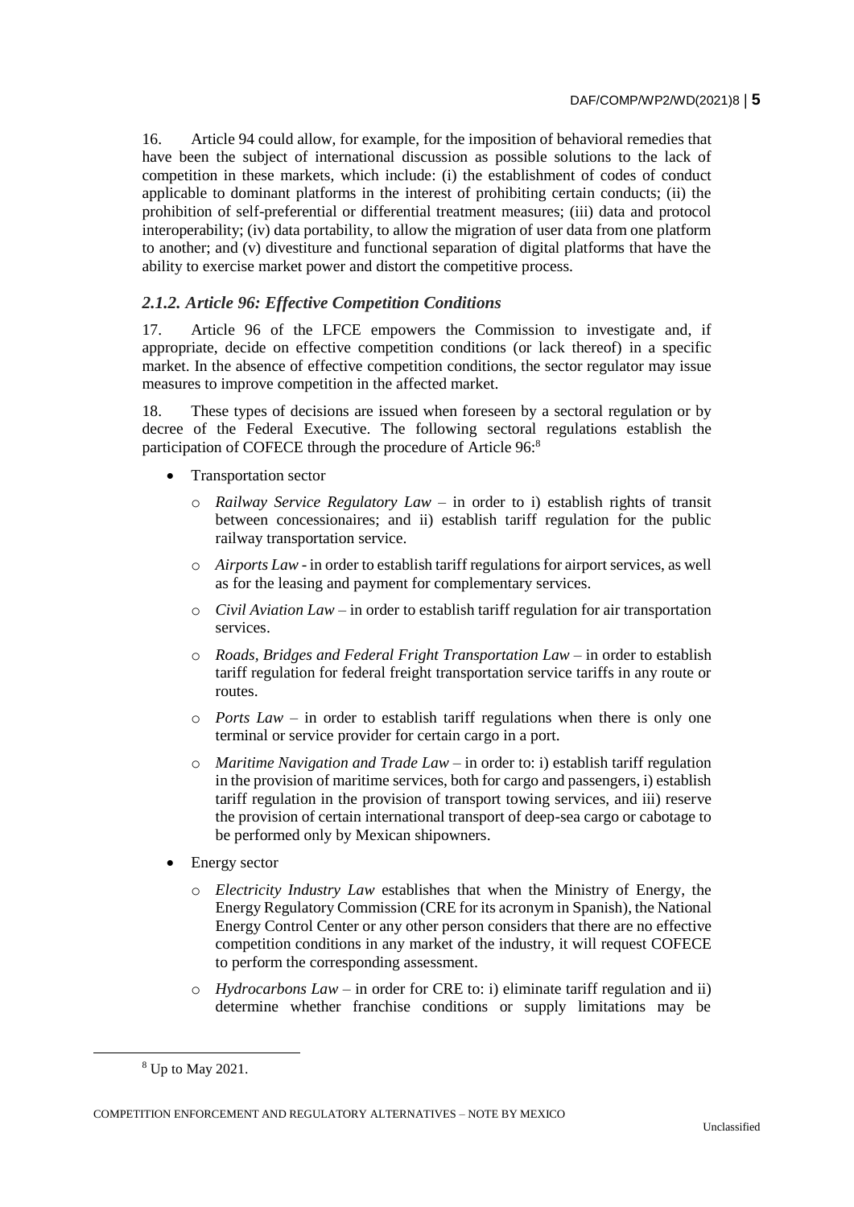16. Article 94 could allow, for example, for the imposition of behavioral remedies that have been the subject of international discussion as possible solutions to the lack of competition in these markets, which include: (i) the establishment of codes of conduct applicable to dominant platforms in the interest of prohibiting certain conducts; (ii) the prohibition of self-preferential or differential treatment measures; (iii) data and protocol interoperability; (iv) data portability, to allow the migration of user data from one platform to another; and (v) divestiture and functional separation of digital platforms that have the ability to exercise market power and distort the competitive process.

### *2.1.2. Article 96: Effective Competition Conditions*

17. Article 96 of the LFCE empowers the Commission to investigate and, if appropriate, decide on effective competition conditions (or lack thereof) in a specific market. In the absence of effective competition conditions, the sector regulator may issue measures to improve competition in the affected market.

18. These types of decisions are issued when foreseen by a sectoral regulation or by decree of the Federal Executive. The following sectoral regulations establish the participation of COFECE through the procedure of Article 96:[8]

- Transportation sector
  - *Railway Service Regulatory Law* – in order to i) establish rights of transit between concessionaires; and ii) establish tariff regulation for the public railway transportation service.
  - *Airports Law* - in order to establish tariff regulations for airport services, as well as for the leasing and payment for complementary services.
  - *Civil Aviation Law* – in order to establish tariff regulation for air transportation services.
  - *Roads, Bridges and Federal Fright Transportation Law* – in order to establish tariff regulation for federal freight transportation service tariffs in any route or routes.
  - *Ports Law* – in order to establish tariff regulations when there is only one terminal or service provider for certain cargo in a port.
  - *Maritime Navigation and Trade Law* – in order to: i) establish tariff regulation in the provision of maritime services, both for cargo and passengers, i) establish tariff regulation in the provision of transport towing services, and iii) reserve the provision of certain international transport of deep-sea cargo or cabotage to be performed only by Mexican shipowners.
- Energy sector
  - *Electricity Industry Law* establishes that when the Ministry of Energy, the Energy Regulatory Commission (CRE for its acronym in Spanish), the National Energy Control Center or any other person considers that there are no effective competition conditions in any market of the industry, it will request COFECE to perform the corresponding assessment.
  - *Hydrocarbons Law* – in order for CRE to: i) eliminate tariff regulation and ii) determine whether franchise conditions or supply limitations may be

[8] Up to May 2021.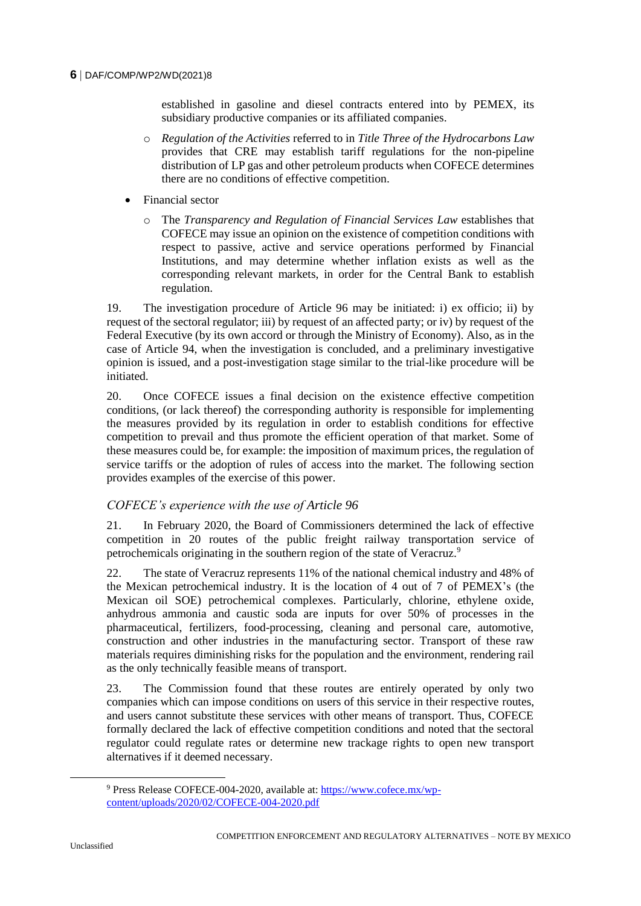established in gasoline and diesel contracts entered into by PEMEX, its subsidiary productive companies or its affiliated companies.

   - *Regulation of the Activities* referred to in *Title Three of the Hydrocarbons Law* provides that CRE may establish tariff regulations for the non-pipeline distribution of LP gas and other petroleum products when COFECE determines there are no conditions of effective competition.

- Financial sector
   - The *Transparency and Regulation of Financial Services Law* establishes that COFECE may issue an opinion on the existence of competition conditions with respect to passive, active and service operations performed by Financial Institutions, and may determine whether inflation exists as well as the corresponding relevant markets, in order for the Central Bank to establish regulation.

19. The investigation procedure of Article 96 may be initiated: i) ex officio; ii) by request of the sectoral regulator; iii) by request of an affected party; or iv) by request of the Federal Executive (by its own accord or through the Ministry of Economy). Also, as in the case of Article 94, when the investigation is concluded, and a preliminary investigative opinion is issued, and a post-investigation stage similar to the trial-like procedure will be initiated.

20. Once COFECE issues a final decision on the existence effective competition conditions, (or lack thereof) the corresponding authority is responsible for implementing the measures provided by its regulation in order to establish conditions for effective competition to prevail and thus promote the efficient operation of that market. Some of these measures could be, for example: the imposition of maximum prices, the regulation of service tariffs or the adoption of rules of access into the market. The following section provides examples of the exercise of this power.

### *COFECE's experience with the use of Article 96*

21. In February 2020, the Board of Commissioners determined the lack of effective competition in 20 routes of the public freight railway transportation service of petrochemicals originating in the southern region of the state of Veracruz.[9]

22. The state of Veracruz represents 11% of the national chemical industry and 48% of the Mexican petrochemical industry. It is the location of 4 out of 7 of PEMEX's (the Mexican oil SOE) petrochemical complexes. Particularly, chlorine, ethylene oxide, anhydrous ammonia and caustic soda are inputs for over 50% of processes in the pharmaceutical, fertilizers, food-processing, cleaning and personal care, automotive, construction and other industries in the manufacturing sector. Transport of these raw materials requires diminishing risks for the population and the environment, rendering rail as the only technically feasible means of transport.

23. The Commission found that these routes are entirely operated by only two companies which can impose conditions on users of this service in their respective routes, and users cannot substitute these services with other means of transport. Thus, COFECE formally declared the lack of effective competition conditions and noted that the sectoral regulator could regulate rates or determine new trackage rights to open new transport alternatives if it deemed necessary.

[9] Press Release COFECE-004-2020, available at: https://www.cofece.mx/wp-content/uploads/2020/02/COFECE-004-2020.pdf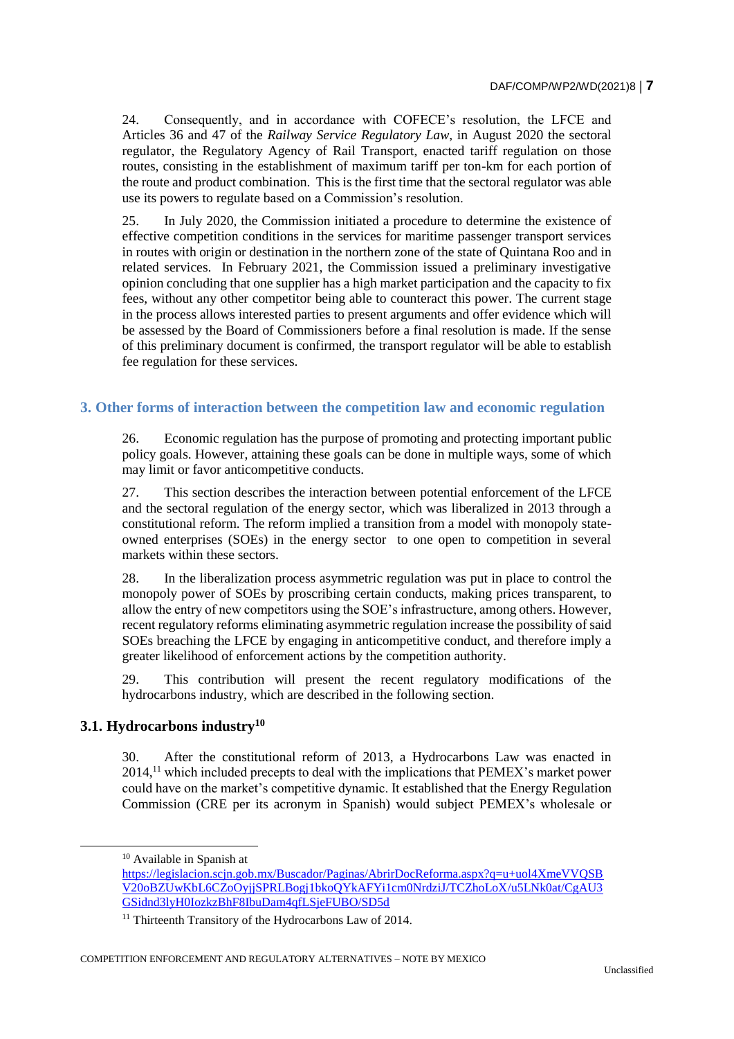24. Consequently, and in accordance with COFECE's resolution, the LFCE and Articles 36 and 47 of the *Railway Service Regulatory Law*, in August 2020 the sectoral regulator, the Regulatory Agency of Rail Transport, enacted tariff regulation on those routes, consisting in the establishment of maximum tariff per ton-km for each portion of the route and product combination. This is the first time that the sectoral regulator was able use its powers to regulate based on a Commission's resolution.

25. In July 2020, the Commission initiated a procedure to determine the existence of effective competition conditions in the services for maritime passenger transport services in routes with origin or destination in the northern zone of the state of Quintana Roo and in related services. In February 2021, the Commission issued a preliminary investigative opinion concluding that one supplier has a high market participation and the capacity to fix fees, without any other competitor being able to counteract this power. The current stage in the process allows interested parties to present arguments and offer evidence which will be assessed by the Board of Commissioners before a final resolution is made. If the sense of this preliminary document is confirmed, the transport regulator will be able to establish fee regulation for these services.

## 3. Other forms of interaction between the competition law and economic regulation

26. Economic regulation has the purpose of promoting and protecting important public policy goals. However, attaining these goals can be done in multiple ways, some of which may limit or favor anticompetitive conducts.

27. This section describes the interaction between potential enforcement of the LFCE and the sectoral regulation of the energy sector, which was liberalized in 2013 through a constitutional reform. The reform implied a transition from a model with monopoly state-owned enterprises (SOEs) in the energy sector to one open to competition in several markets within these sectors.

28. In the liberalization process asymmetric regulation was put in place to control the monopoly power of SOEs by proscribing certain conducts, making prices transparent, to allow the entry of new competitors using the SOE's infrastructure, among others. However, recent regulatory reforms eliminating asymmetric regulation increase the possibility of said SOEs breaching the LFCE by engaging in anticompetitive conduct, and therefore imply a greater likelihood of enforcement actions by the competition authority.

29. This contribution will present the recent regulatory modifications of the hydrocarbons industry, which are described in the following section.

### 3.1. Hydrocarbons industry[10]

30. After the constitutional reform of 2013, a Hydrocarbons Law was enacted in 2014,[11] which included precepts to deal with the implications that PEMEX's market power could have on the market's competitive dynamic. It established that the Energy Regulation Commission (CRE per its acronym in Spanish) would subject PEMEX's wholesale or

[10] Available in Spanish at https://legislacion.scjn.gob.mx/Buscador/Paginas/AbrirDocReforma.aspx?q=u+uol4XmeVVQSBV20oBZUwKbL6CZoOyjjSPRLBogj1bkoQYkAFYi1cm0NrdziJ/TCZhoLoX/u5LNk0at/CgAU3GSidnd3lyH0IozkzBhF8IbuDam4qfLSjeFUBO/SD5d

[11] Thirteenth Transitory of the Hydrocarbons Law of 2014.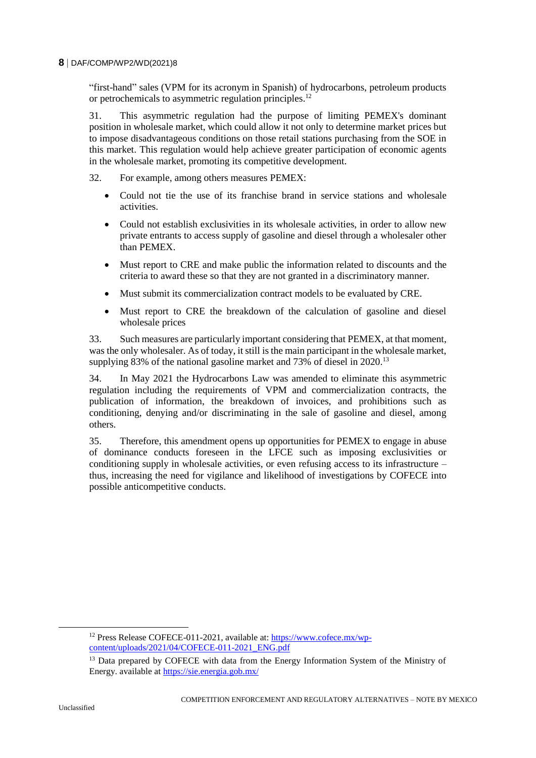"first-hand" sales (VPM for its acronym in Spanish) of hydrocarbons, petroleum products or petrochemicals to asymmetric regulation principles.[12]

31. This asymmetric regulation had the purpose of limiting PEMEX's dominant position in wholesale market, which could allow it not only to determine market prices but to impose disadvantageous conditions on those retail stations purchasing from the SOE in this market. This regulation would help achieve greater participation of economic agents in the wholesale market, promoting its competitive development.

32. For example, among others measures PEMEX:

- Could not tie the use of its franchise brand in service stations and wholesale activities.
- Could not establish exclusivities in its wholesale activities, in order to allow new private entrants to access supply of gasoline and diesel through a wholesaler other than PEMEX.
- Must report to CRE and make public the information related to discounts and the criteria to award these so that they are not granted in a discriminatory manner.
- Must submit its commercialization contract models to be evaluated by CRE.
- Must report to CRE the breakdown of the calculation of gasoline and diesel wholesale prices

33. Such measures are particularly important considering that PEMEX, at that moment, was the only wholesaler. As of today, it still is the main participant in the wholesale market, supplying 83% of the national gasoline market and 73% of diesel in 2020.[13]

34. In May 2021 the Hydrocarbons Law was amended to eliminate this asymmetric regulation including the requirements of VPM and commercialization contracts, the publication of information, the breakdown of invoices, and prohibitions such as conditioning, denying and/or discriminating in the sale of gasoline and diesel, among others.

35. Therefore, this amendment opens up opportunities for PEMEX to engage in abuse of dominance conducts foreseen in the LFCE such as imposing exclusivities or conditioning supply in wholesale activities, or even refusing access to its infrastructure – thus, increasing the need for vigilance and likelihood of investigations by COFECE into possible anticompetitive conducts.

---

[12] Press Release COFECE-011-2021, available at: https://www.cofece.mx/wp-content/uploads/2021/04/COFECE-011-2021_ENG.pdf

[13] Data prepared by COFECE with data from the Energy Information System of the Ministry of Energy. available at https://sie.energia.gob.mx/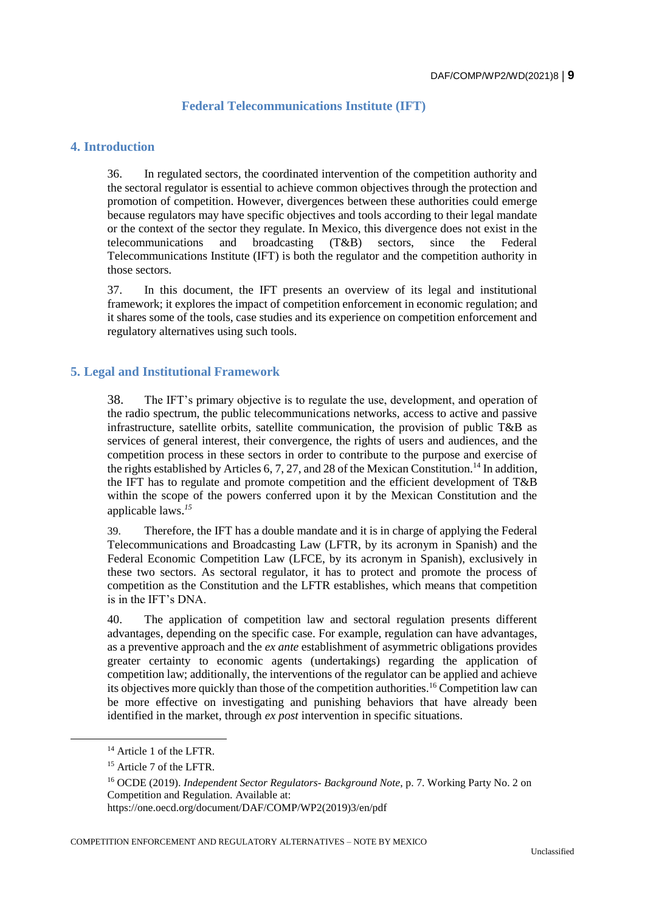## Federal Telecommunications Institute (IFT)

### 4. Introduction

36. In regulated sectors, the coordinated intervention of the competition authority and the sectoral regulator is essential to achieve common objectives through the protection and promotion of competition. However, divergences between these authorities could emerge because regulators may have specific objectives and tools according to their legal mandate or the context of the sector they regulate. In Mexico, this divergence does not exist in the telecommunications and broadcasting (T&B) sectors, since the Federal Telecommunications Institute (IFT) is both the regulator and the competition authority in those sectors.

37. In this document, the IFT presents an overview of its legal and institutional framework; it explores the impact of competition enforcement in economic regulation; and it shares some of the tools, case studies and its experience on competition enforcement and regulatory alternatives using such tools.

### 5. Legal and Institutional Framework

38. The IFT's primary objective is to regulate the use, development, and operation of the radio spectrum, the public telecommunications networks, access to active and passive infrastructure, satellite orbits, satellite communication, the provision of public T&B as services of general interest, their convergence, the rights of users and audiences, and the competition process in these sectors in order to contribute to the purpose and exercise of the rights established by Articles 6, 7, 27, and 28 of the Mexican Constitution.[14] In addition, the IFT has to regulate and promote competition and the efficient development of T&B within the scope of the powers conferred upon it by the Mexican Constitution and the applicable laws.[15]

39. Therefore, the IFT has a double mandate and it is in charge of applying the Federal Telecommunications and Broadcasting Law (LFTR, by its acronym in Spanish) and the Federal Economic Competition Law (LFCE, by its acronym in Spanish), exclusively in these two sectors. As sectoral regulator, it has to protect and promote the process of competition as the Constitution and the LFTR establishes, which means that competition is in the IFT's DNA.

40. The application of competition law and sectoral regulation presents different advantages, depending on the specific case. For example, regulation can have advantages, as a preventive approach and the *ex ante* establishment of asymmetric obligations provides greater certainty to economic agents (undertakings) regarding the application of competition law; additionally, the interventions of the regulator can be applied and achieve its objectives more quickly than those of the competition authorities.[16] Competition law can be more effective on investigating and punishing behaviors that have already been identified in the market, through *ex post* intervention in specific situations.

---

[14] Article 1 of the LFTR.

[15] Article 7 of the LFTR.

[16] OCDE (2019). *Independent Sector Regulators- Background Note*, p. 7. Working Party No. 2 on Competition and Regulation. Available at: https://one.oecd.org/document/DAF/COMP/WP2(2019)3/en/pdf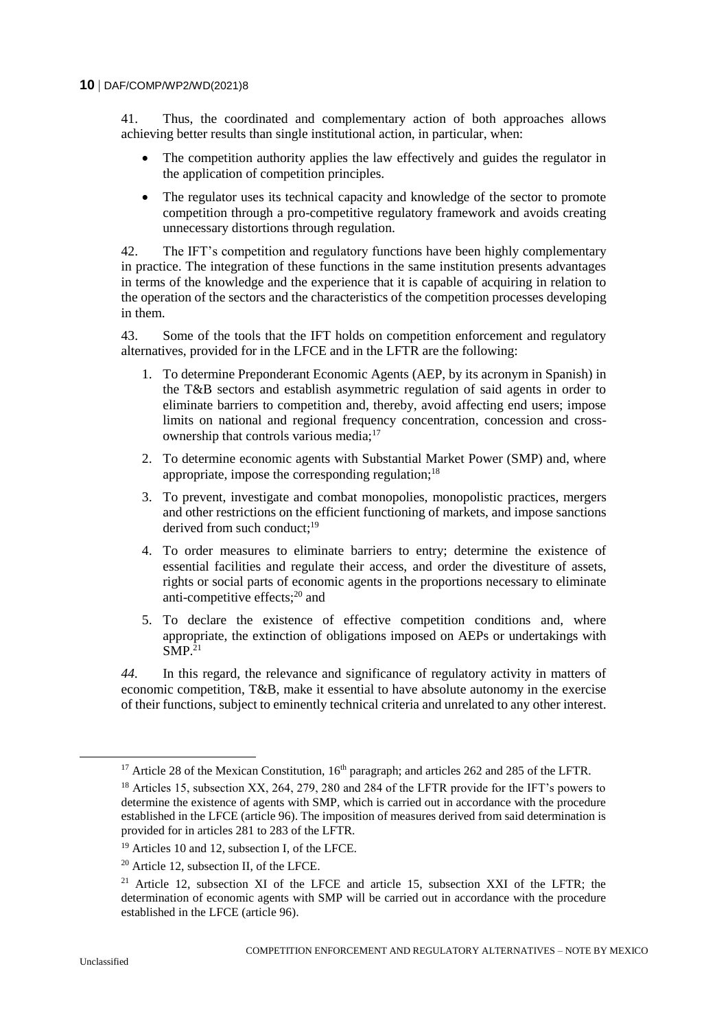41. Thus, the coordinated and complementary action of both approaches allows achieving better results than single institutional action, in particular, when:

- The competition authority applies the law effectively and guides the regulator in the application of competition principles.
- The regulator uses its technical capacity and knowledge of the sector to promote competition through a pro-competitive regulatory framework and avoids creating unnecessary distortions through regulation.

42. The IFT's competition and regulatory functions have been highly complementary in practice. The integration of these functions in the same institution presents advantages in terms of the knowledge and the experience that it is capable of acquiring in relation to the operation of the sectors and the characteristics of the competition processes developing in them.

43. Some of the tools that the IFT holds on competition enforcement and regulatory alternatives, provided for in the LFCE and in the LFTR are the following:

1. To determine Preponderant Economic Agents (AEP, by its acronym in Spanish) in the T&B sectors and establish asymmetric regulation of said agents in order to eliminate barriers to competition and, thereby, avoid affecting end users; impose limits on national and regional frequency concentration, concession and cross-ownership that controls various media;[17]
2. To determine economic agents with Substantial Market Power (SMP) and, where appropriate, impose the corresponding regulation;[18]
3. To prevent, investigate and combat monopolies, monopolistic practices, mergers and other restrictions on the efficient functioning of markets, and impose sanctions derived from such conduct;[19]
4. To order measures to eliminate barriers to entry; determine the existence of essential facilities and regulate their access, and order the divestiture of assets, rights or social parts of economic agents in the proportions necessary to eliminate anti-competitive effects;[20] and
5. To declare the existence of effective competition conditions and, where appropriate, the extinction of obligations imposed on AEPs or undertakings with SMP.[21]

*44.* In this regard, the relevance and significance of regulatory activity in matters of economic competition, T&B, make it essential to have absolute autonomy in the exercise of their functions, subject to eminently technical criteria and unrelated to any other interest.

---

[17] Article 28 of the Mexican Constitution, 16th paragraph; and articles 262 and 285 of the LFTR.

[18] Articles 15, subsection XX, 264, 279, 280 and 284 of the LFTR provide for the IFT's powers to determine the existence of agents with SMP, which is carried out in accordance with the procedure established in the LFCE (article 96). The imposition of measures derived from said determination is provided for in articles 281 to 283 of the LFTR.

[19] Articles 10 and 12, subsection I, of the LFCE.

[20] Article 12, subsection II, of the LFCE.

[21] Article 12, subsection XI of the LFCE and article 15, subsection XXI of the LFTR; the determination of economic agents with SMP will be carried out in accordance with the procedure established in the LFCE (article 96).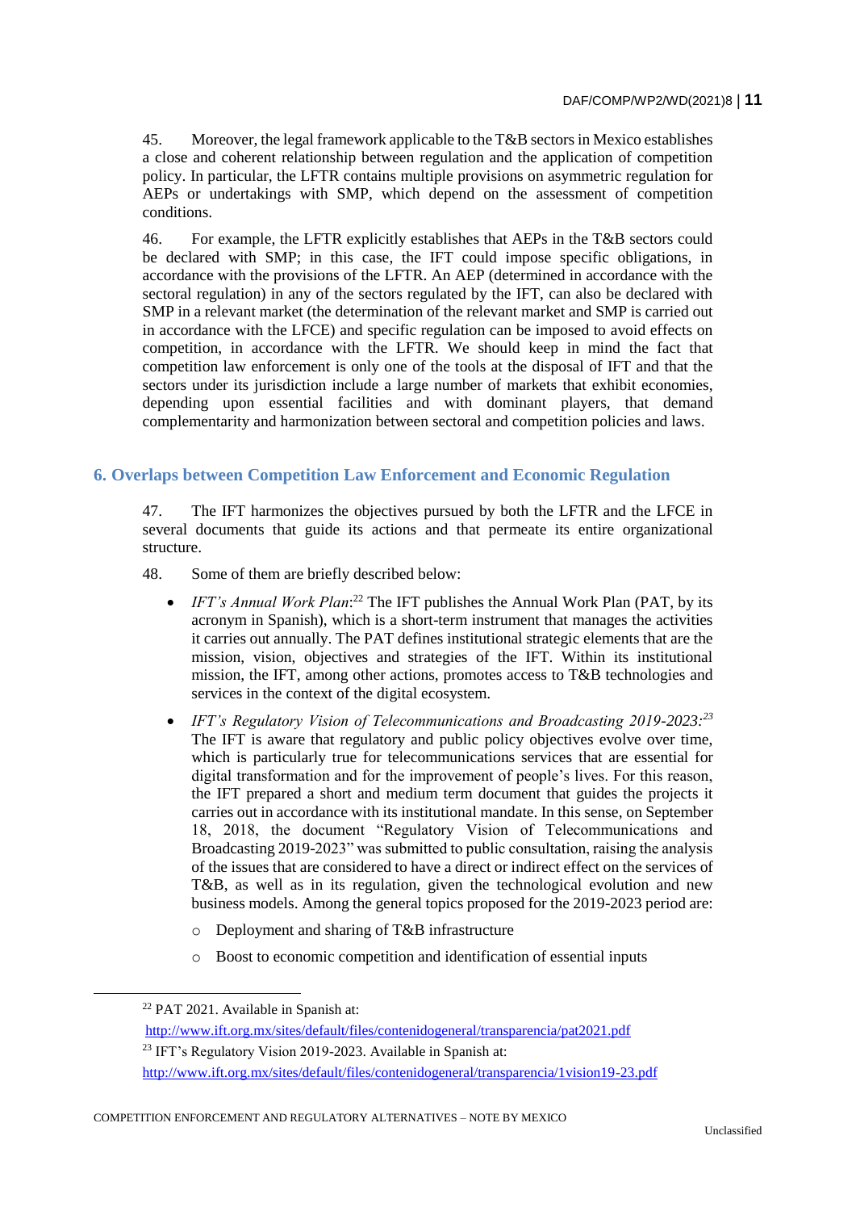45. Moreover, the legal framework applicable to the T&B sectors in Mexico establishes a close and coherent relationship between regulation and the application of competition policy. In particular, the LFTR contains multiple provisions on asymmetric regulation for AEPs or undertakings with SMP, which depend on the assessment of competition conditions.

46. For example, the LFTR explicitly establishes that AEPs in the T&B sectors could be declared with SMP; in this case, the IFT could impose specific obligations, in accordance with the provisions of the LFTR. An AEP (determined in accordance with the sectoral regulation) in any of the sectors regulated by the IFT, can also be declared with SMP in a relevant market (the determination of the relevant market and SMP is carried out in accordance with the LFCE) and specific regulation can be imposed to avoid effects on competition, in accordance with the LFTR. We should keep in mind the fact that competition law enforcement is only one of the tools at the disposal of IFT and that the sectors under its jurisdiction include a large number of markets that exhibit economies, depending upon essential facilities and with dominant players, that demand complementarity and harmonization between sectoral and competition policies and laws.

## 6. Overlaps between Competition Law Enforcement and Economic Regulation

47. The IFT harmonizes the objectives pursued by both the LFTR and the LFCE in several documents that guide its actions and that permeate its entire organizational structure.

48. Some of them are briefly described below:

- *IFT's Annual Work Plan*:[22] The IFT publishes the Annual Work Plan (PAT, by its acronym in Spanish), which is a short-term instrument that manages the activities it carries out annually. The PAT defines institutional strategic elements that are the mission, vision, objectives and strategies of the IFT. Within its institutional mission, the IFT, among other actions, promotes access to T&B technologies and services in the context of the digital ecosystem.
- *IFT's Regulatory Vision of Telecommunications and Broadcasting 2019-2023*:[23] The IFT is aware that regulatory and public policy objectives evolve over time, which is particularly true for telecommunications services that are essential for digital transformation and for the improvement of people's lives. For this reason, the IFT prepared a short and medium term document that guides the projects it carries out in accordance with its institutional mandate. In this sense, on September 18, 2018, the document "Regulatory Vision of Telecommunications and Broadcasting 2019-2023" was submitted to public consultation, raising the analysis of the issues that are considered to have a direct or indirect effect on the services of T&B, as well as in its regulation, given the technological evolution and new business models. Among the general topics proposed for the 2019-2023 period are:
  - Deployment and sharing of T&B infrastructure
  - Boost to economic competition and identification of essential inputs

[22] PAT 2021. Available in Spanish at: http://www.ift.org.mx/sites/default/files/contenidogeneral/transparencia/pat2021.pdf

[23] IFT's Regulatory Vision 2019-2023. Available in Spanish at: http://www.ift.org.mx/sites/default/files/contenidogeneral/transparencia/1vision19-23.pdf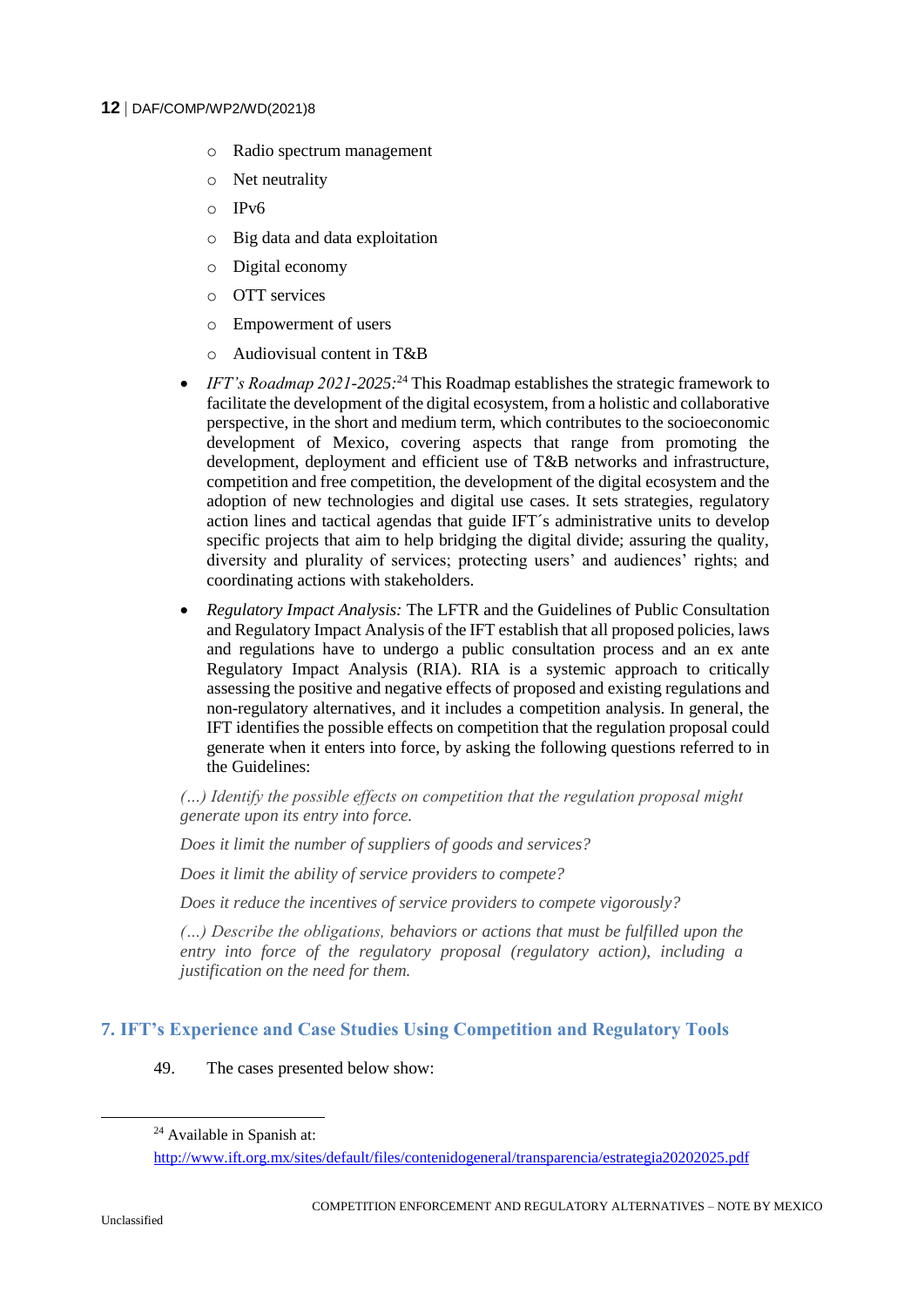- Radio spectrum management
    - Net neutrality
    - IPv6
    - Big data and data exploitation
    - Digital economy
    - OTT services
    - Empowerment of users
    - Audiovisual content in T&B

- *IFT's Roadmap 2021-2025:*[24] This Roadmap establishes the strategic framework to facilitate the development of the digital ecosystem, from a holistic and collaborative perspective, in the short and medium term, which contributes to the socioeconomic development of Mexico, covering aspects that range from promoting the development, deployment and efficient use of T&B networks and infrastructure, competition and free competition, the development of the digital ecosystem and the adoption of new technologies and digital use cases. It sets strategies, regulatory action lines and tactical agendas that guide IFT´s administrative units to develop specific projects that aim to help bridging the digital divide; assuring the quality, diversity and plurality of services; protecting users' and audiences' rights; and coordinating actions with stakeholders.

- *Regulatory Impact Analysis:* The LFTR and the Guidelines of Public Consultation and Regulatory Impact Analysis of the IFT establish that all proposed policies, laws and regulations have to undergo a public consultation process and an ex ante Regulatory Impact Analysis (RIA). RIA is a systemic approach to critically assessing the positive and negative effects of proposed and existing regulations and non-regulatory alternatives, and it includes a competition analysis. In general, the IFT identifies the possible effects on competition that the regulation proposal could generate when it enters into force, by asking the following questions referred to in the Guidelines:

*(…) Identify the possible effects on competition that the regulation proposal might generate upon its entry into force.*

*Does it limit the number of suppliers of goods and services?*

*Does it limit the ability of service providers to compete?*

*Does it reduce the incentives of service providers to compete vigorously?*

*(…) Describe the obligations, behaviors or actions that must be fulfilled upon the entry into force of the regulatory proposal (regulatory action), including a justification on the need for them.*

## 7. IFT's Experience and Case Studies Using Competition and Regulatory Tools

49. The cases presented below show:

[24] Available in Spanish at: http://www.ift.org.mx/sites/default/files/contenidogeneral/transparencia/estrategia20202025.pdf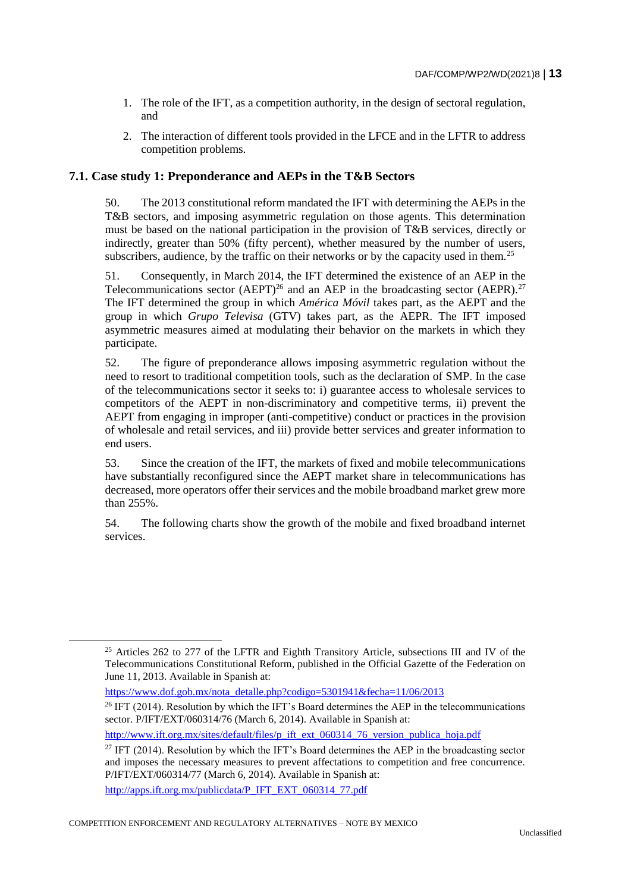1. The role of the IFT, as a competition authority, in the design of sectoral regulation, and
2. The interaction of different tools provided in the LFCE and in the LFTR to address competition problems.

### 7.1. Case study 1: Preponderance and AEPs in the T&B Sectors

50. The 2013 constitutional reform mandated the IFT with determining the AEPs in the T&B sectors, and imposing asymmetric regulation on those agents. This determination must be based on the national participation in the provision of T&B services, directly or indirectly, greater than 50% (fifty percent), whether measured by the number of users, subscribers, audience, by the traffic on their networks or by the capacity used in them.[25]

51. Consequently, in March 2014, the IFT determined the existence of an AEP in the Telecommunications sector (AEPT)[26] and an AEP in the broadcasting sector (AEPR).[27] The IFT determined the group in which *América Móvil* takes part, as the AEPT and the group in which *Grupo Televisa* (GTV) takes part, as the AEPR. The IFT imposed asymmetric measures aimed at modulating their behavior on the markets in which they participate.

52. The figure of preponderance allows imposing asymmetric regulation without the need to resort to traditional competition tools, such as the declaration of SMP. In the case of the telecommunications sector it seeks to: i) guarantee access to wholesale services to competitors of the AEPT in non-discriminatory and competitive terms, ii) prevent the AEPT from engaging in improper (anti-competitive) conduct or practices in the provision of wholesale and retail services, and iii) provide better services and greater information to end users.

53. Since the creation of the IFT, the markets of fixed and mobile telecommunications have substantially reconfigured since the AEPT market share in telecommunications has decreased, more operators offer their services and the mobile broadband market grew more than 255%.

54. The following charts show the growth of the mobile and fixed broadband internet services.

---

[25] Articles 262 to 277 of the LFTR and Eighth Transitory Article, subsections III and IV of the Telecommunications Constitutional Reform, published in the Official Gazette of the Federation on June 11, 2013. Available in Spanish at:

https://www.dof.gob.mx/nota_detalle.php?codigo=5301941&fecha=11/06/2013

[26] IFT (2014). Resolution by which the IFT's Board determines the AEP in the telecommunications sector. P/IFT/EXT/060314/76 (March 6, 2014). Available in Spanish at:

http://www.ift.org.mx/sites/default/files/p_ift_ext_060314_76_version_publica_hoja.pdf

[27] IFT (2014). Resolution by which the IFT's Board determines the AEP in the broadcasting sector and imposes the necessary measures to prevent affectations to competition and free concurrence. P/IFT/EXT/060314/77 (March 6, 2014). Available in Spanish at:

http://apps.ift.org.mx/publicdata/P_IFT_EXT_060314_77.pdf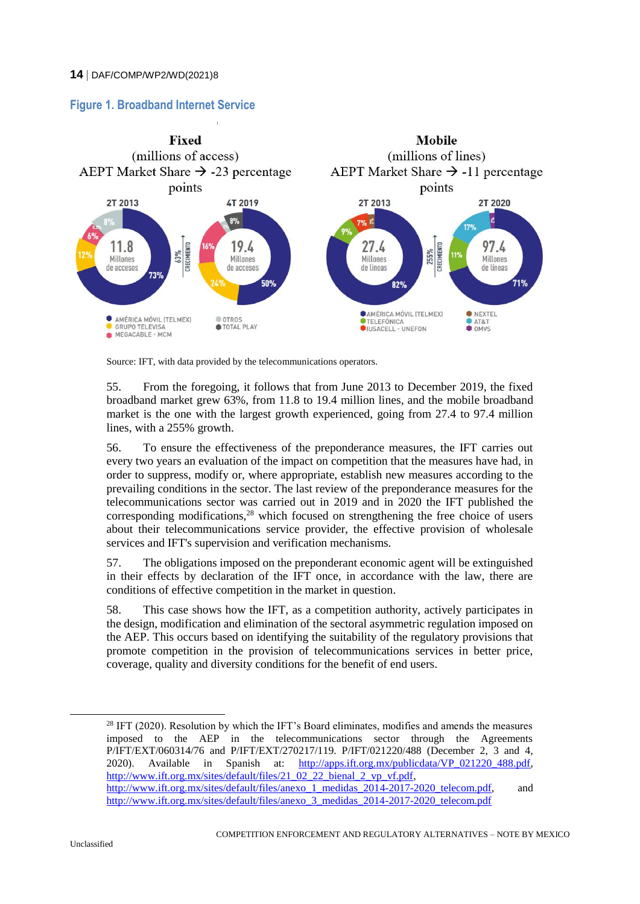**Figure 1. Broadband Internet Service**

| Fixed (millions of access) | Mobile (millions of lines) |
|---|---|
| AEPT Market Share → -23 percentage points | AEPT Market Share → -11 percentage points |

**Fixed**

| | 2T 2013 | 4T 2019 |
|---|---|---|
| Total | 11.8 Millones de accesos | 19.4 Millones de accesos |
| AMÉRICA MÓVIL (TELMEX) | 73% | 50% |
| GRUPO TELEVISA | 12% | 24% |
| MEGACABLE - MCM | 6% | 16% |
| OTROS | 8% | |
| TOTAL PLAY | | 8% |

Crecimiento: 63%

**Mobile**

| | 2T 2013 | 2T 2020 |
|---|---|---|
| Total | 27.4 Millones de líneas | 97.4 Millones de líneas |
| AMÉRICA MÓVIL (TELMEX) | 82% | 71% |
| TELEFÓNICA | 9% | |
| IUSACELL - UNEFON | 7% | |
| AT&T | | 17% |
| NEXTEL / OMVS | | 11% |

Crecimiento: 255%

Source: IFT, with data provided by the telecommunications operators.

55. From the foregoing, it follows that from June 2013 to December 2019, the fixed broadband market grew 63%, from 11.8 to 19.4 million lines, and the mobile broadband market is the one with the largest growth experienced, going from 27.4 to 97.4 million lines, with a 255% growth.

56. To ensure the effectiveness of the preponderance measures, the IFT carries out every two years an evaluation of the impact on competition that the measures have had, in order to suppress, modify or, where appropriate, establish new measures according to the prevailing conditions in the sector. The last review of the preponderance measures for the telecommunications sector was carried out in 2019 and in 2020 the IFT published the corresponding modifications,[28] which focused on strengthening the free choice of users about their telecommunications service provider, the effective provision of wholesale services and IFT's supervision and verification mechanisms.

57. The obligations imposed on the preponderant economic agent will be extinguished in their effects by declaration of the IFT once, in accordance with the law, there are conditions of effective competition in the market in question.

58. This case shows how the IFT, as a competition authority, actively participates in the design, modification and elimination of the sectoral asymmetric regulation imposed on the AEP. This occurs based on identifying the suitability of the regulatory provisions that promote competition in the provision of telecommunications services in better price, coverage, quality and diversity conditions for the benefit of end users.

[28] IFT (2020). Resolution by which the IFT's Board eliminates, modifies and amends the measures imposed to the AEP in the telecommunications sector through the Agreements P/IFT/EXT/060314/76 and P/IFT/EXT/270217/119. P/IFT/021220/488 (December 2, 3 and 4, 2020). Available in Spanish at: http://apps.ift.org.mx/publicdata/VP_021220_488.pdf, http://www.ift.org.mx/sites/default/files/21_02_22_bienal_2_vp_vf.pdf, http://www.ift.org.mx/sites/default/files/anexo_1_medidas_2014-2017-2020_telecom.pdf, and http://www.ift.org.mx/sites/default/files/anexo_3_medidas_2014-2017-2020_telecom.pdf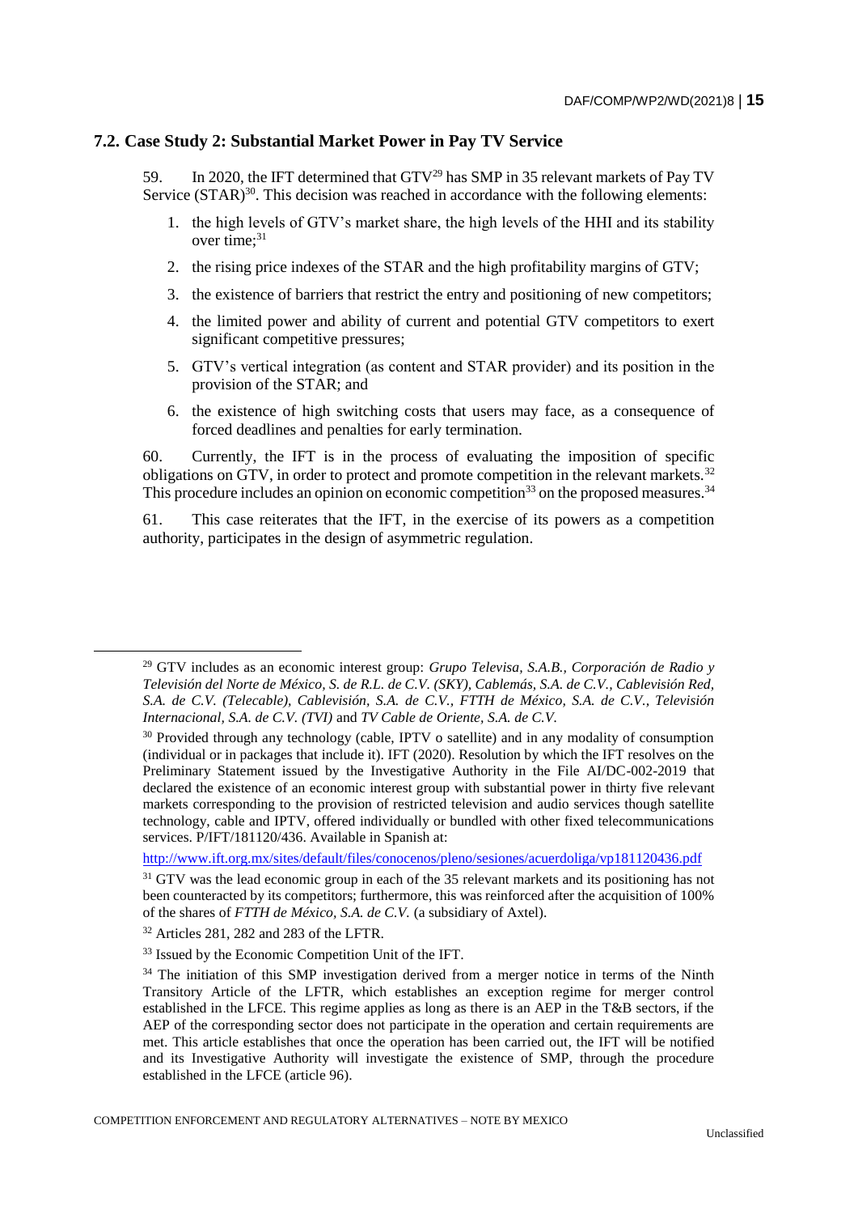## 7.2. Case Study 2: Substantial Market Power in Pay TV Service

59. In 2020, the IFT determined that GTV[29] has SMP in 35 relevant markets of Pay TV Service (STAR)[30]. This decision was reached in accordance with the following elements:

1. the high levels of GTV's market share, the high levels of the HHI and its stability over time;[31]
2. the rising price indexes of the STAR and the high profitability margins of GTV;
3. the existence of barriers that restrict the entry and positioning of new competitors;
4. the limited power and ability of current and potential GTV competitors to exert significant competitive pressures;
5. GTV's vertical integration (as content and STAR provider) and its position in the provision of the STAR; and
6. the existence of high switching costs that users may face, as a consequence of forced deadlines and penalties for early termination.

60. Currently, the IFT is in the process of evaluating the imposition of specific obligations on GTV, in order to protect and promote competition in the relevant markets.[32] This procedure includes an opinion on economic competition[33] on the proposed measures.[34]

61. This case reiterates that the IFT, in the exercise of its powers as a competition authority, participates in the design of asymmetric regulation.

---

[29] GTV includes as an economic interest group: *Grupo Televisa, S.A.B., Corporación de Radio y Televisión del Norte de México, S. de R.L. de C.V. (SKY), Cablemás, S.A. de C.V., Cablevisión Red, S.A. de C.V. (Telecable), Cablevisión, S.A. de C.V., FTTH de México, S.A. de C.V., Televisión Internacional, S.A. de C.V. (TVI)* and *TV Cable de Oriente, S.A. de C.V.*

[30] Provided through any technology (cable, IPTV o satellite) and in any modality of consumption (individual or in packages that include it). IFT (2020). Resolution by which the IFT resolves on the Preliminary Statement issued by the Investigative Authority in the File AI/DC-002-2019 that declared the existence of an economic interest group with substantial power in thirty five relevant markets corresponding to the provision of restricted television and audio services though satellite technology, cable and IPTV, offered individually or bundled with other fixed telecommunications services. P/IFT/181120/436. Available in Spanish at:

http://www.ift.org.mx/sites/default/files/conocenos/pleno/sesiones/acuerdoliga/vp181120436.pdf

[31] GTV was the lead economic group in each of the 35 relevant markets and its positioning has not been counteracted by its competitors; furthermore, this was reinforced after the acquisition of 100% of the shares of *FTTH de México, S.A. de C.V.* (a subsidiary of Axtel).

[32] Articles 281, 282 and 283 of the LFTR.

[33] Issued by the Economic Competition Unit of the IFT.

[34] The initiation of this SMP investigation derived from a merger notice in terms of the Ninth Transitory Article of the LFTR, which establishes an exception regime for merger control established in the LFCE. This regime applies as long as there is an AEP in the T&B sectors, if the AEP of the corresponding sector does not participate in the operation and certain requirements are met. This article establishes that once the operation has been carried out, the IFT will be notified and its Investigative Authority will investigate the existence of SMP, through the procedure established in the LFCE (article 96).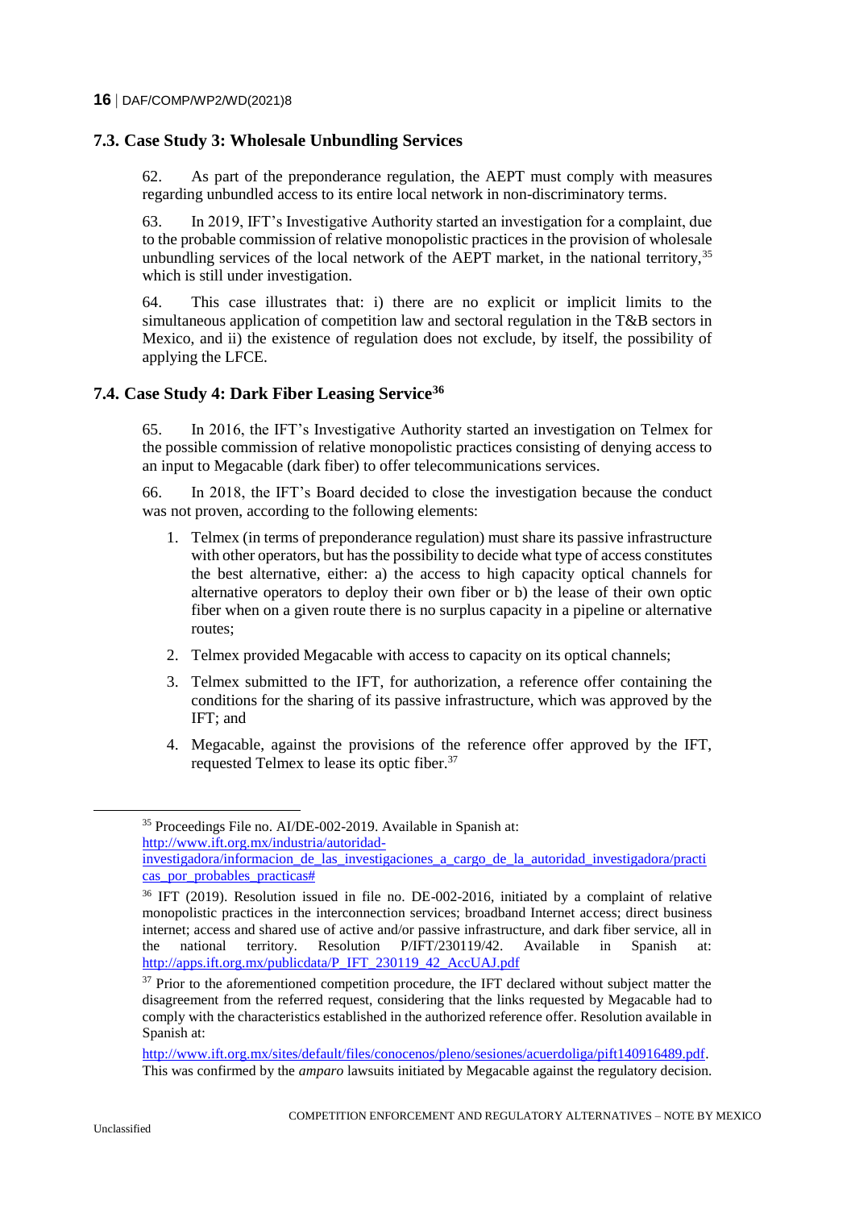### 7.3. Case Study 3: Wholesale Unbundling Services

62. As part of the preponderance regulation, the AEPT must comply with measures regarding unbundled access to its entire local network in non-discriminatory terms.

63. In 2019, IFT's Investigative Authority started an investigation for a complaint, due to the probable commission of relative monopolistic practices in the provision of wholesale unbundling services of the local network of the AEPT market, in the national territory,[35] which is still under investigation.

64. This case illustrates that: i) there are no explicit or implicit limits to the simultaneous application of competition law and sectoral regulation in the T&B sectors in Mexico, and ii) the existence of regulation does not exclude, by itself, the possibility of applying the LFCE.

### 7.4. Case Study 4: Dark Fiber Leasing Service[36]

65. In 2016, the IFT's Investigative Authority started an investigation on Telmex for the possible commission of relative monopolistic practices consisting of denying access to an input to Megacable (dark fiber) to offer telecommunications services.

66. In 2018, the IFT's Board decided to close the investigation because the conduct was not proven, according to the following elements:

1. Telmex (in terms of preponderance regulation) must share its passive infrastructure with other operators, but has the possibility to decide what type of access constitutes the best alternative, either: a) the access to high capacity optical channels for alternative operators to deploy their own fiber or b) the lease of their own optic fiber when on a given route there is no surplus capacity in a pipeline or alternative routes;
2. Telmex provided Megacable with access to capacity on its optical channels;
3. Telmex submitted to the IFT, for authorization, a reference offer containing the conditions for the sharing of its passive infrastructure, which was approved by the IFT; and
4. Megacable, against the provisions of the reference offer approved by the IFT, requested Telmex to lease its optic fiber.[37]

---

[35] Proceedings File no. AI/DE-002-2019. Available in Spanish at: http://www.ift.org.mx/industria/autoridad-investigadora/informacion_de_las_investigaciones_a_cargo_de_la_autoridad_investigadora/practicas_por_probables_practicas#

[36] IFT (2019). Resolution issued in file no. DE-002-2016, initiated by a complaint of relative monopolistic practices in the interconnection services; broadband Internet access; direct business internet; access and shared use of active and/or passive infrastructure, and dark fiber service, all in the national territory. Resolution P/IFT/230119/42. Available in Spanish at: http://apps.ift.org.mx/publicdata/P_IFT_230119_42_AccUAJ.pdf

[37] Prior to the aforementioned competition procedure, the IFT declared without subject matter the disagreement from the referred request, considering that the links requested by Megacable had to comply with the characteristics established in the authorized reference offer. Resolution available in Spanish at: http://www.ift.org.mx/sites/default/files/conocenos/pleno/sesiones/acuerdoliga/pift140916489.pdf. This was confirmed by the *amparo* lawsuits initiated by Megacable against the regulatory decision.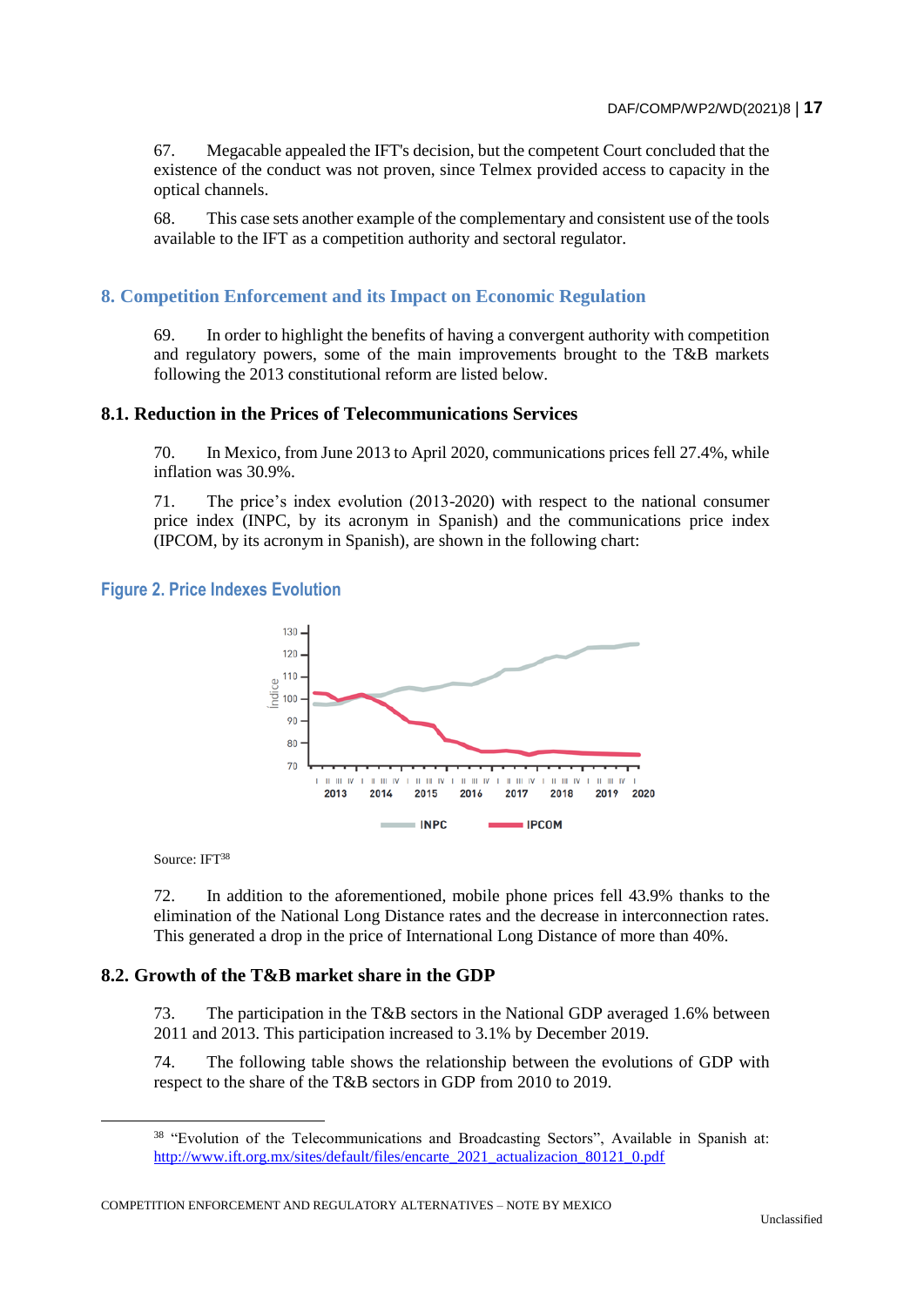67. Megacable appealed the IFT's decision, but the competent Court concluded that the existence of the conduct was not proven, since Telmex provided access to capacity in the optical channels.

68. This case sets another example of the complementary and consistent use of the tools available to the IFT as a competition authority and sectoral regulator.

## 8. Competition Enforcement and its Impact on Economic Regulation

69. In order to highlight the benefits of having a convergent authority with competition and regulatory powers, some of the main improvements brought to the T&B markets following the 2013 constitutional reform are listed below.

### 8.1. Reduction in the Prices of Telecommunications Services

70. In Mexico, from June 2013 to April 2020, communications prices fell 27.4%, while inflation was 30.9%.

71. The price's index evolution (2013-2020) with respect to the national consumer price index (INPC, by its acronym in Spanish) and the communications price index (IPCOM, by its acronym in Spanish), are shown in the following chart:

**Figure 2. Price Indexes Evolution**

Source: IFT[38]

72. In addition to the aforementioned, mobile phone prices fell 43.9% thanks to the elimination of the National Long Distance rates and the decrease in interconnection rates. This generated a drop in the price of International Long Distance of more than 40%.

### 8.2. Growth of the T&B market share in the GDP

73. The participation in the T&B sectors in the National GDP averaged 1.6% between 2011 and 2013. This participation increased to 3.1% by December 2019.

74. The following table shows the relationship between the evolutions of GDP with respect to the share of the T&B sectors in GDP from 2010 to 2019.

[38] "Evolution of the Telecommunications and Broadcasting Sectors", Available in Spanish at: http://www.ift.org.mx/sites/default/files/encarte_2021_actualizacion_80121_0.pdf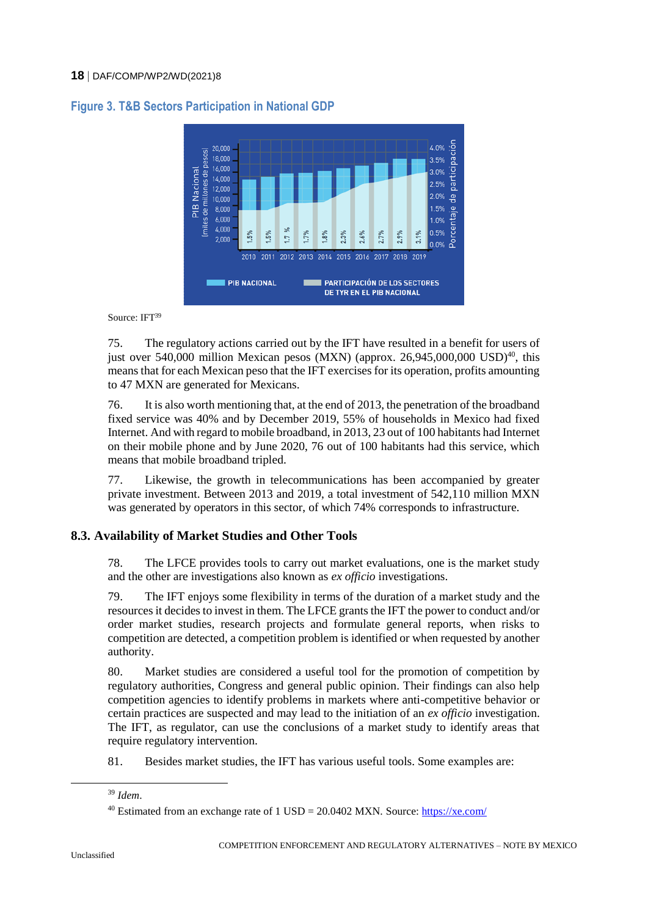## Figure 3. T&B Sectors Participation in National GDP

Source: IFT[39]

75. The regulatory actions carried out by the IFT have resulted in a benefit for users of just over 540,000 million Mexican pesos (MXN) (approx. 26,945,000,000 USD)[40], this means that for each Mexican peso that the IFT exercises for its operation, profits amounting to 47 MXN are generated for Mexicans.

76. It is also worth mentioning that, at the end of 2013, the penetration of the broadband fixed service was 40% and by December 2019, 55% of households in Mexico had fixed Internet. And with regard to mobile broadband, in 2013, 23 out of 100 habitants had Internet on their mobile phone and by June 2020, 76 out of 100 habitants had this service, which means that mobile broadband tripled.

77. Likewise, the growth in telecommunications has been accompanied by greater private investment. Between 2013 and 2019, a total investment of 542,110 million MXN was generated by operators in this sector, of which 74% corresponds to infrastructure.

### 8.3. Availability of Market Studies and Other Tools

78. The LFCE provides tools to carry out market evaluations, one is the market study and the other are investigations also known as *ex officio* investigations.

79. The IFT enjoys some flexibility in terms of the duration of a market study and the resources it decides to invest in them. The LFCE grants the IFT the power to conduct and/or order market studies, research projects and formulate general reports, when risks to competition are detected, a competition problem is identified or when requested by another authority.

80. Market studies are considered a useful tool for the promotion of competition by regulatory authorities, Congress and general public opinion. Their findings can also help competition agencies to identify problems in markets where anti-competitive behavior or certain practices are suspected and may lead to the initiation of an *ex officio* investigation. The IFT, as regulator, can use the conclusions of a market study to identify areas that require regulatory intervention.

81. Besides market studies, the IFT has various useful tools. Some examples are:

---

[39] *Idem*.

[40] Estimated from an exchange rate of 1 USD = 20.0402 MXN. Source: https://xe.com/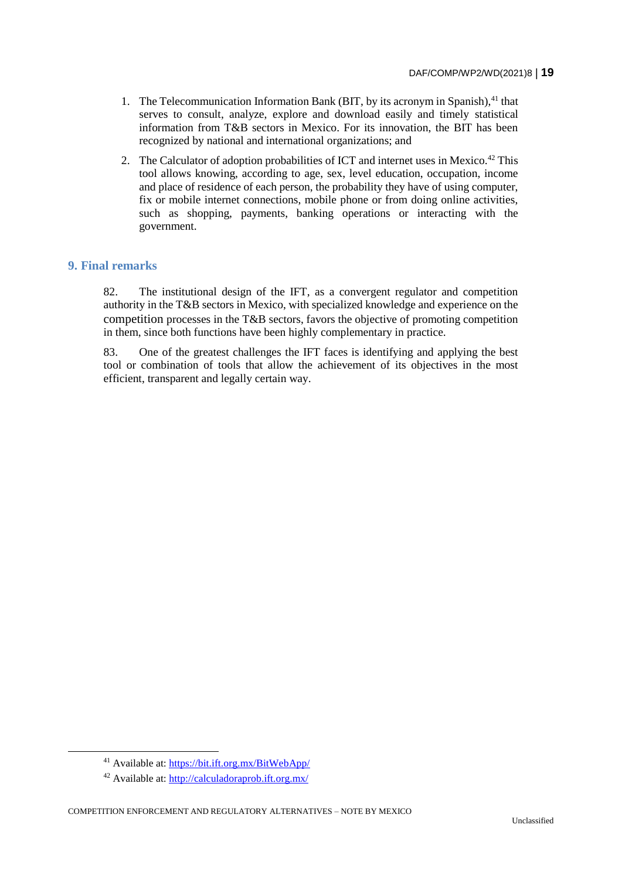1. The Telecommunication Information Bank (BIT, by its acronym in Spanish),[41] that serves to consult, analyze, explore and download easily and timely statistical information from T&B sectors in Mexico. For its innovation, the BIT has been recognized by national and international organizations; and

2. The Calculator of adoption probabilities of ICT and internet uses in Mexico.[42] This tool allows knowing, according to age, sex, level education, occupation, income and place of residence of each person, the probability they have of using computer, fix or mobile internet connections, mobile phone or from doing online activities, such as shopping, payments, banking operations or interacting with the government.

## 9. Final remarks

82. The institutional design of the IFT, as a convergent regulator and competition authority in the T&B sectors in Mexico, with specialized knowledge and experience on the competition processes in the T&B sectors, favors the objective of promoting competition in them, since both functions have been highly complementary in practice.

83. One of the greatest challenges the IFT faces is identifying and applying the best tool or combination of tools that allow the achievement of its objectives in the most efficient, transparent and legally certain way.

---

[41] Available at: https://bit.ift.org.mx/BitWebApp/

[42] Available at: http://calculadoraprob.ift.org.mx/